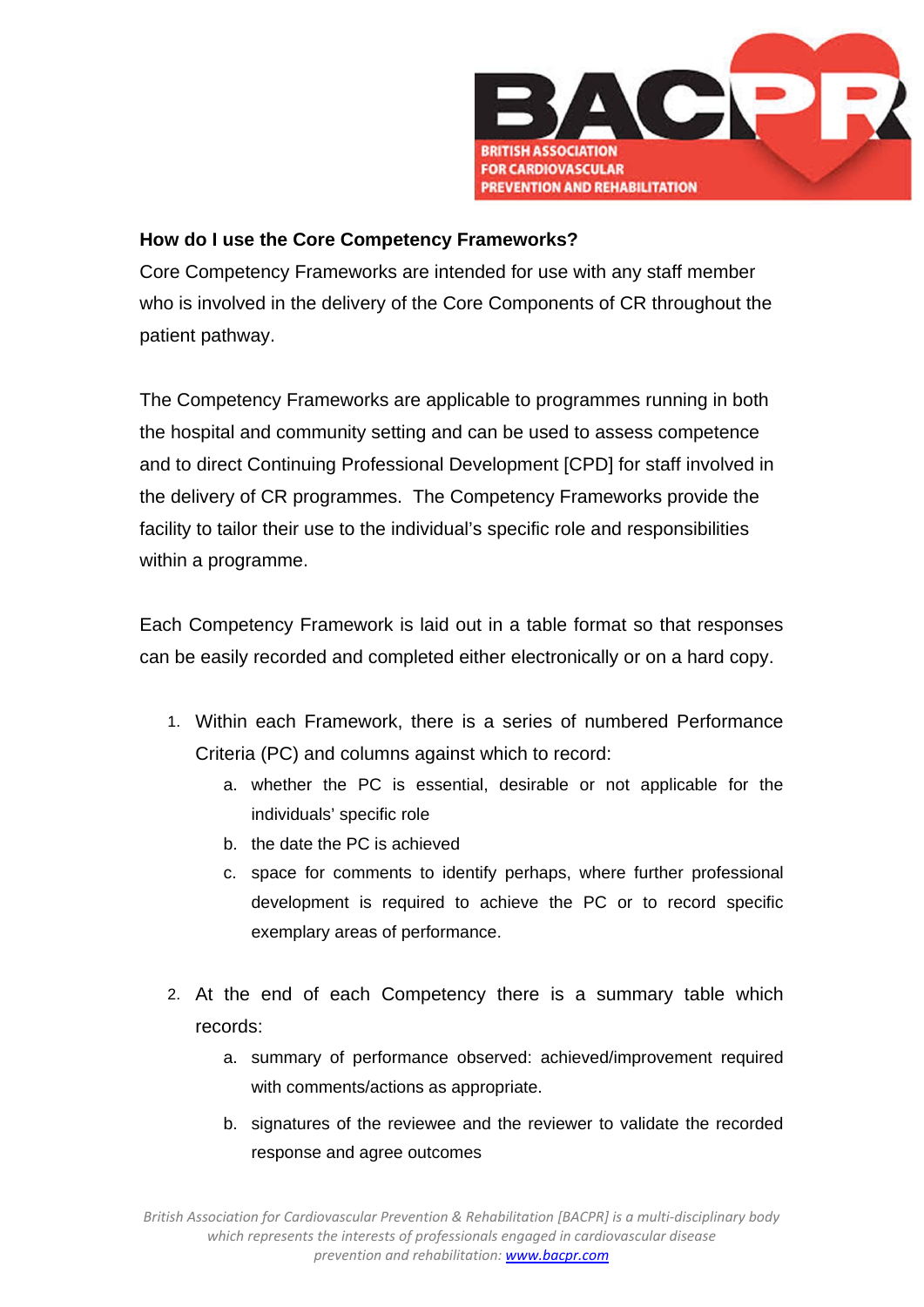## How do I use the Core Competency Frameworks?

Core Competency Frameworks are intended for use with any staff member who is involved in the delivery of the Core Components of CR throughout the patient pathway.

The Competency Frameworks are applicable to programmes running in both the hospital and community setting and can be used to assess competence and to direct Continuing Professional Development [CPD] for staff involved in the delivery of CR programmes. The Competency Frameworks provide the facility to tailor their use to the individual's specific role and responsibilities within a programme.

Each Competency Framework is laid out in a table format so that responses can be easily recorded and completed either electronically or on a hard copy.

1. Within each Framework, there is a series of numbered Performance Criteria (PC) and columns against which to record:
   a. whether the PC is essential, desirable or not applicable for the individuals' specific role
   b. the date the PC is achieved
   c. space for comments to identify perhaps, where further professional development is required to achieve the PC or to record specific exemplary areas of performance.

2. At the end of each Competency there is a summary table which records:
   a. summary of performance observed: achieved/improvement required with comments/actions as appropriate.
   b. signatures of the reviewee and the reviewer to validate the recorded response and agree outcomes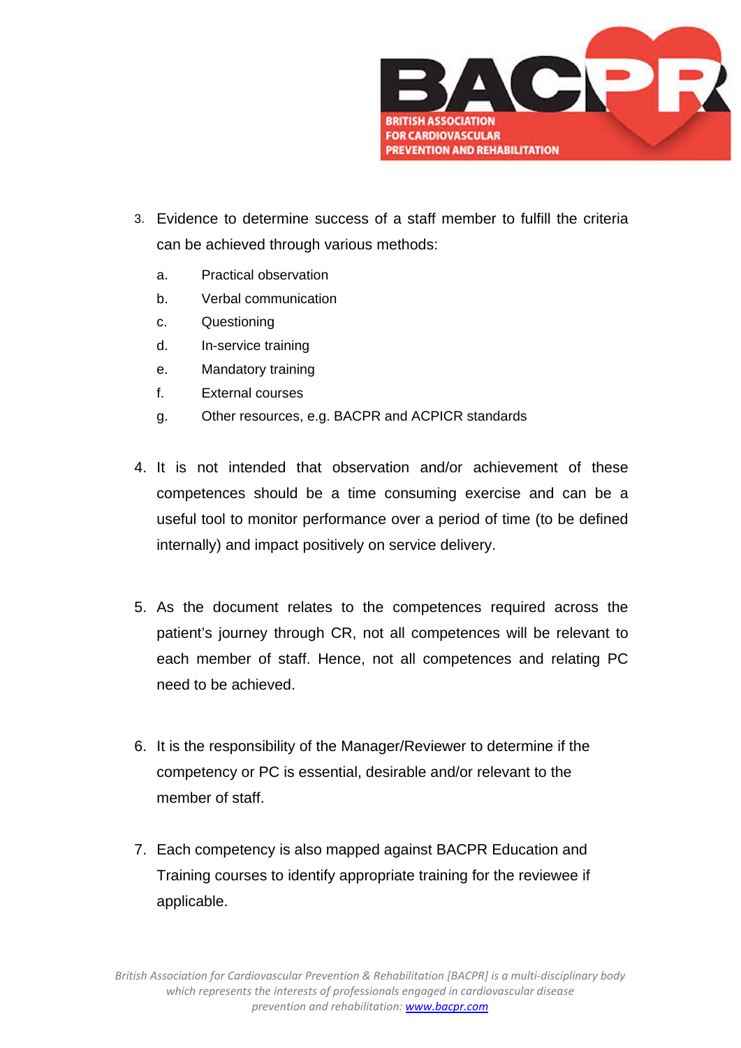3. Evidence to determine success of a staff member to fulfill the criteria can be achieved through various methods:
    a. Practical observation
    b. Verbal communication
    c. Questioning
    d. In-service training
    e. Mandatory training
    f. External courses
    g. Other resources, e.g. BACPR and ACPICR standards

4. It is not intended that observation and/or achievement of these competences should be a time consuming exercise and can be a useful tool to monitor performance over a period of time (to be defined internally) and impact positively on service delivery.

5. As the document relates to the competences required across the patient's journey through CR, not all competences will be relevant to each member of staff. Hence, not all competences and relating PC need to be achieved.

6. It is the responsibility of the Manager/Reviewer to determine if the competency or PC is essential, desirable and/or relevant to the member of staff.

7. Each competency is also mapped against BACPR Education and Training courses to identify appropriate training for the reviewee if applicable.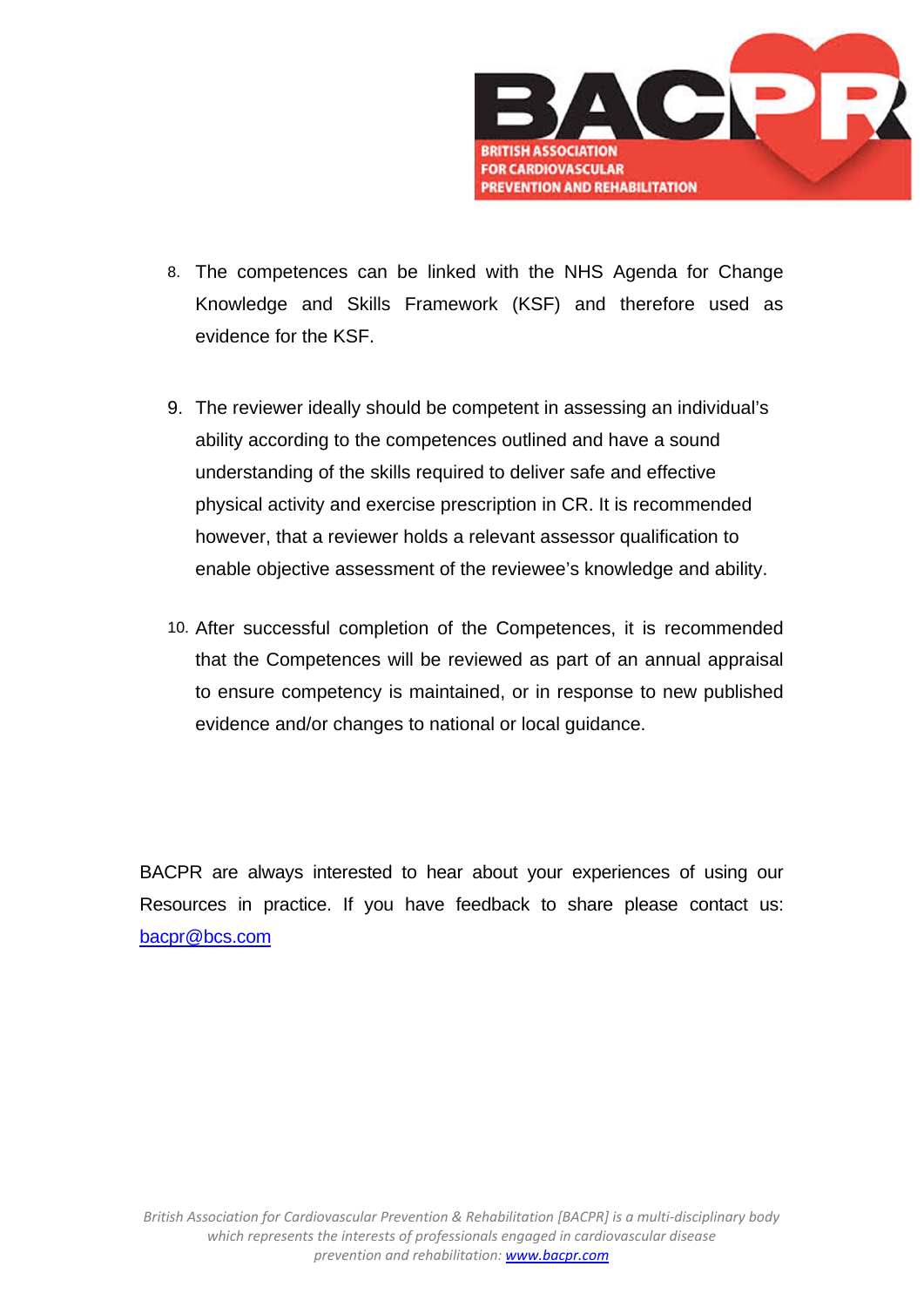8. The competences can be linked with the NHS Agenda for Change Knowledge and Skills Framework (KSF) and therefore used as evidence for the KSF.

9. The reviewer ideally should be competent in assessing an individual's ability according to the competences outlined and have a sound understanding of the skills required to deliver safe and effective physical activity and exercise prescription in CR. It is recommended however, that a reviewer holds a relevant assessor qualification to enable objective assessment of the reviewee's knowledge and ability.

10. After successful completion of the Competences, it is recommended that the Competences will be reviewed as part of an annual appraisal to ensure competency is maintained, or in response to new published evidence and/or changes to national or local guidance.

BACPR are always interested to hear about your experiences of using our Resources in practice. If you have feedback to share please contact us: bacpr@bcs.com